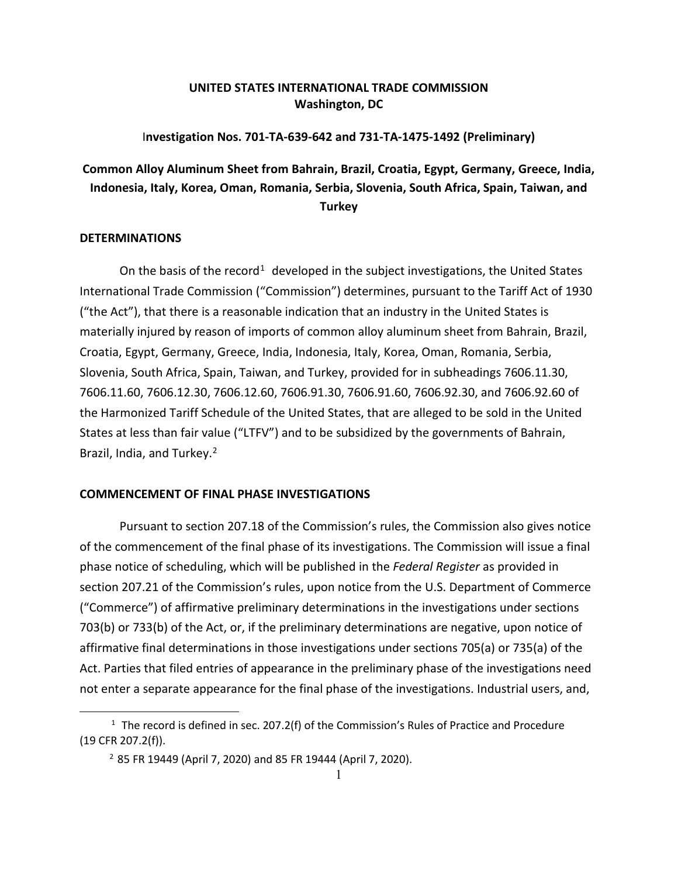**UNITED STATES INTERNATIONAL TRADE COMMISSION**
**Washington, DC**

**Investigation Nos. 701-TA-639-642 and 731-TA-1475-1492 (Preliminary)**

**Common Alloy Aluminum Sheet from Bahrain, Brazil, Croatia, Egypt, Germany, Greece, India, Indonesia, Italy, Korea, Oman, Romania, Serbia, Slovenia, South Africa, Spain, Taiwan, and Turkey**

## DETERMINATIONS

On the basis of the record[1] developed in the subject investigations, the United States International Trade Commission ("Commission") determines, pursuant to the Tariff Act of 1930 ("the Act"), that there is a reasonable indication that an industry in the United States is materially injured by reason of imports of common alloy aluminum sheet from Bahrain, Brazil, Croatia, Egypt, Germany, Greece, India, Indonesia, Italy, Korea, Oman, Romania, Serbia, Slovenia, South Africa, Spain, Taiwan, and Turkey, provided for in subheadings 7606.11.30, 7606.11.60, 7606.12.30, 7606.12.60, 7606.91.30, 7606.91.60, 7606.92.30, and 7606.92.60 of the Harmonized Tariff Schedule of the United States, that are alleged to be sold in the United States at less than fair value ("LTFV") and to be subsidized by the governments of Bahrain, Brazil, India, and Turkey.[2]

## COMMENCEMENT OF FINAL PHASE INVESTIGATIONS

Pursuant to section 207.18 of the Commission's rules, the Commission also gives notice of the commencement of the final phase of its investigations. The Commission will issue a final phase notice of scheduling, which will be published in the *Federal Register* as provided in section 207.21 of the Commission's rules, upon notice from the U.S. Department of Commerce ("Commerce") of affirmative preliminary determinations in the investigations under sections 703(b) or 733(b) of the Act, or, if the preliminary determinations are negative, upon notice of affirmative final determinations in those investigations under sections 705(a) or 735(a) of the Act. Parties that filed entries of appearance in the preliminary phase of the investigations need not enter a separate appearance for the final phase of the investigations. Industrial users, and,

---

[1] The record is defined in sec. 207.2(f) of the Commission's Rules of Practice and Procedure (19 CFR 207.2(f)).

[2] 85 FR 19449 (April 7, 2020) and 85 FR 19444 (April 7, 2020).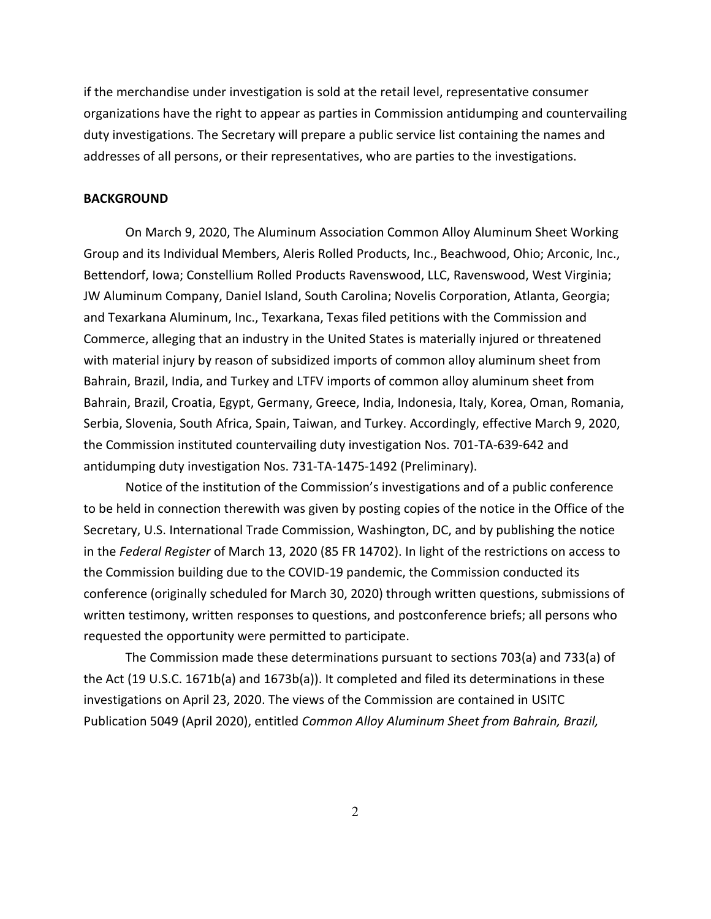if the merchandise under investigation is sold at the retail level, representative consumer organizations have the right to appear as parties in Commission antidumping and countervailing duty investigations. The Secretary will prepare a public service list containing the names and addresses of all persons, or their representatives, who are parties to the investigations.

**BACKGROUND**

On March 9, 2020, The Aluminum Association Common Alloy Aluminum Sheet Working Group and its Individual Members, Aleris Rolled Products, Inc., Beachwood, Ohio; Arconic, Inc., Bettendorf, Iowa; Constellium Rolled Products Ravenswood, LLC, Ravenswood, West Virginia; JW Aluminum Company, Daniel Island, South Carolina; Novelis Corporation, Atlanta, Georgia; and Texarkana Aluminum, Inc., Texarkana, Texas filed petitions with the Commission and Commerce, alleging that an industry in the United States is materially injured or threatened with material injury by reason of subsidized imports of common alloy aluminum sheet from Bahrain, Brazil, India, and Turkey and LTFV imports of common alloy aluminum sheet from Bahrain, Brazil, Croatia, Egypt, Germany, Greece, India, Indonesia, Italy, Korea, Oman, Romania, Serbia, Slovenia, South Africa, Spain, Taiwan, and Turkey. Accordingly, effective March 9, 2020, the Commission instituted countervailing duty investigation Nos. 701-TA-639-642 and antidumping duty investigation Nos. 731-TA-1475-1492 (Preliminary).

Notice of the institution of the Commission's investigations and of a public conference to be held in connection therewith was given by posting copies of the notice in the Office of the Secretary, U.S. International Trade Commission, Washington, DC, and by publishing the notice in the *Federal Register* of March 13, 2020 (85 FR 14702). In light of the restrictions on access to the Commission building due to the COVID-19 pandemic, the Commission conducted its conference (originally scheduled for March 30, 2020) through written questions, submissions of written testimony, written responses to questions, and postconference briefs; all persons who requested the opportunity were permitted to participate.

The Commission made these determinations pursuant to sections 703(a) and 733(a) of the Act (19 U.S.C. 1671b(a) and 1673b(a)). It completed and filed its determinations in these investigations on April 23, 2020. The views of the Commission are contained in USITC Publication 5049 (April 2020), entitled *Common Alloy Aluminum Sheet from Bahrain, Brazil,*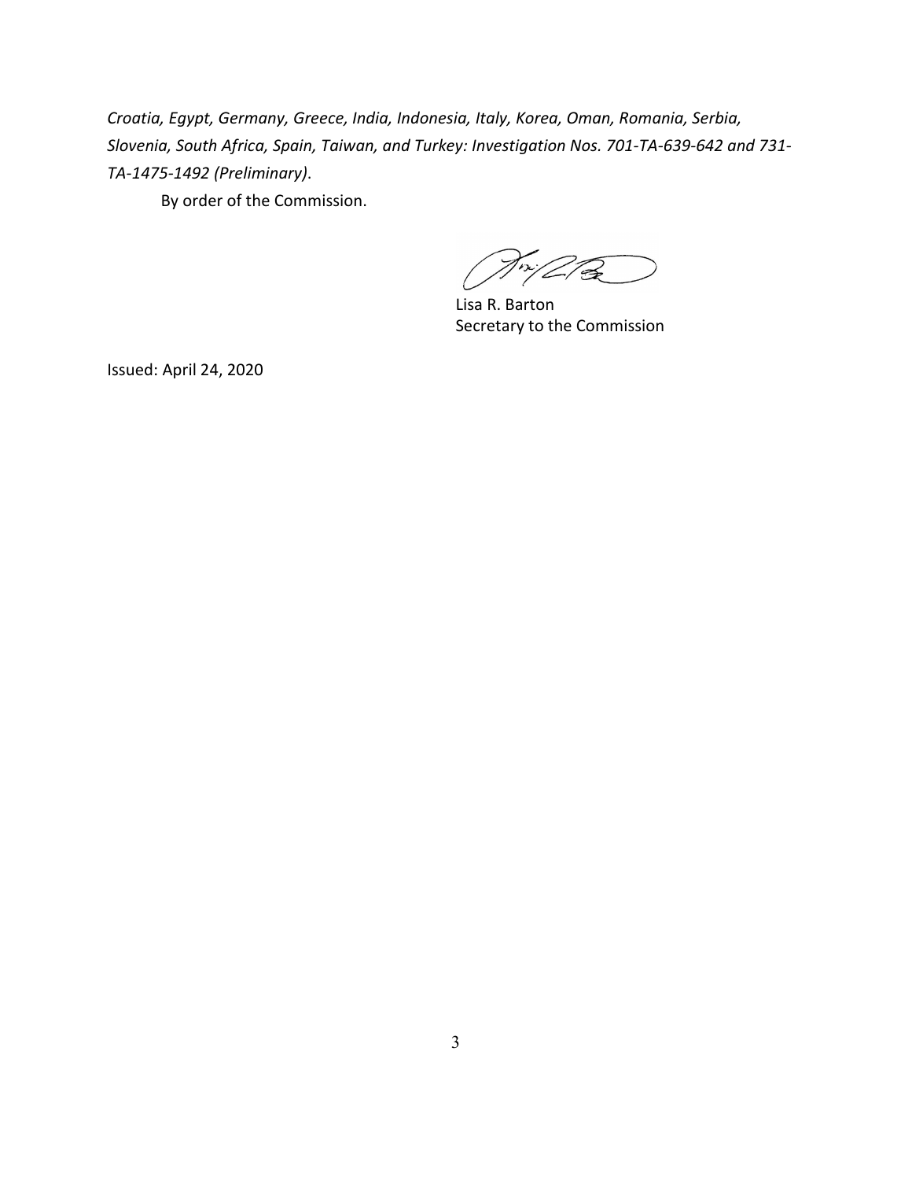*Croatia, Egypt, Germany, Greece, India, Indonesia, Italy, Korea, Oman, Romania, Serbia, Slovenia, South Africa, Spain, Taiwan, and Turkey: Investigation Nos. 701-TA-639-642 and 731-TA-1475-1492 (Preliminary)*.

By order of the Commission.

Lisa R. Barton
Secretary to the Commission

Issued: April 24, 2020